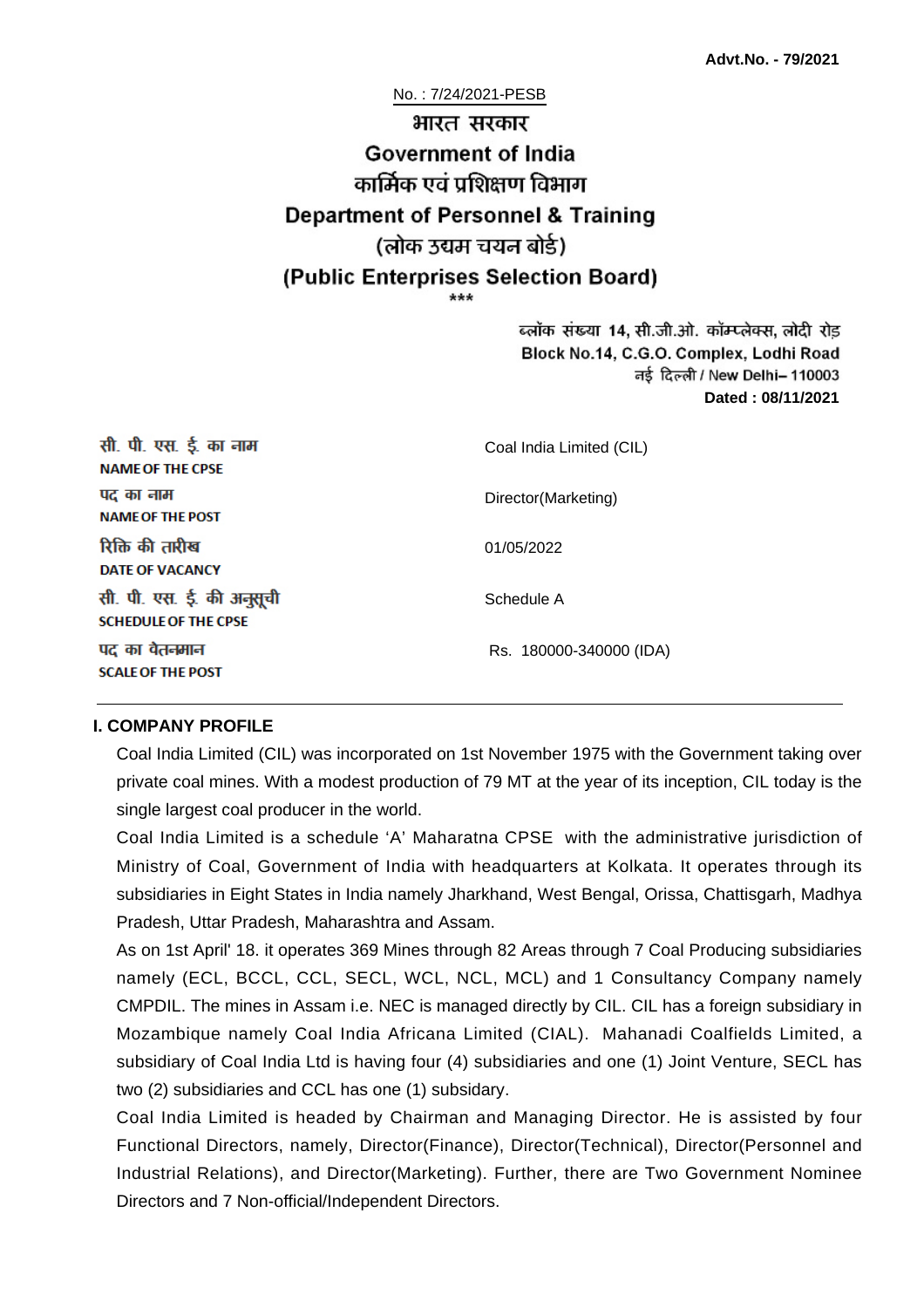**Advt.No. - 79/2021**

No. : 7/24/2021-PESB

# भारत सरकार
# Government of India
## कार्मिक एवं प्रशिक्षण विभाग
## Department of Personnel & Training
## (लोक उद्यम चयन बोर्ड)
## (Public Enterprises Selection Board)

\*\*\*

ब्लॉक संख्या 14, सी.जी.ओ. कॉम्प्लेक्स, लोदी रोड
Block No.14, C.G.O. Complex, Lodhi Road
नई दिल्ली / New Delhi– 110003
**Dated : 08/11/2021**

| | |
|---|---|
| सी. पी. एस. ई. का नाम **NAME OF THE CPSE** | Coal India Limited (CIL) |
| पद का नाम **NAME OF THE POST** | Director(Marketing) |
| रिक्ति की तारीख **DATE OF VACANCY** | 01/05/2022 |
| सी. पी. एस. ई. की अनुसूची **SCHEDULE OF THE CPSE** | Schedule A |
| पद का वेतनमान **SCALE OF THE POST** | Rs. 180000-340000 (IDA) |

### I. COMPANY PROFILE

Coal India Limited (CIL) was incorporated on 1st November 1975 with the Government taking over private coal mines. With a modest production of 79 MT at the year of its inception, CIL today is the single largest coal producer in the world.

Coal India Limited is a schedule 'A' Maharatna CPSE with the administrative jurisdiction of Ministry of Coal, Government of India with headquarters at Kolkata. It operates through its subsidiaries in Eight States in India namely Jharkhand, West Bengal, Orissa, Chattisgarh, Madhya Pradesh, Uttar Pradesh, Maharashtra and Assam.

As on 1st April' 18. it operates 369 Mines through 82 Areas through 7 Coal Producing subsidiaries namely (ECL, BCCL, CCL, SECL, WCL, NCL, MCL) and 1 Consultancy Company namely CMPDIL. The mines in Assam i.e. NEC is managed directly by CIL. CIL has a foreign subsidiary in Mozambique namely Coal India Africana Limited (CIAL). Mahanadi Coalfields Limited, a subsidiary of Coal India Ltd is having four (4) subsidiaries and one (1) Joint Venture, SECL has two (2) subsidiaries and CCL has one (1) subsidary.

Coal India Limited is headed by Chairman and Managing Director. He is assisted by four Functional Directors, namely, Director(Finance), Director(Technical), Director(Personnel and Industrial Relations), and Director(Marketing). Further, there are Two Government Nominee Directors and 7 Non-official/Independent Directors.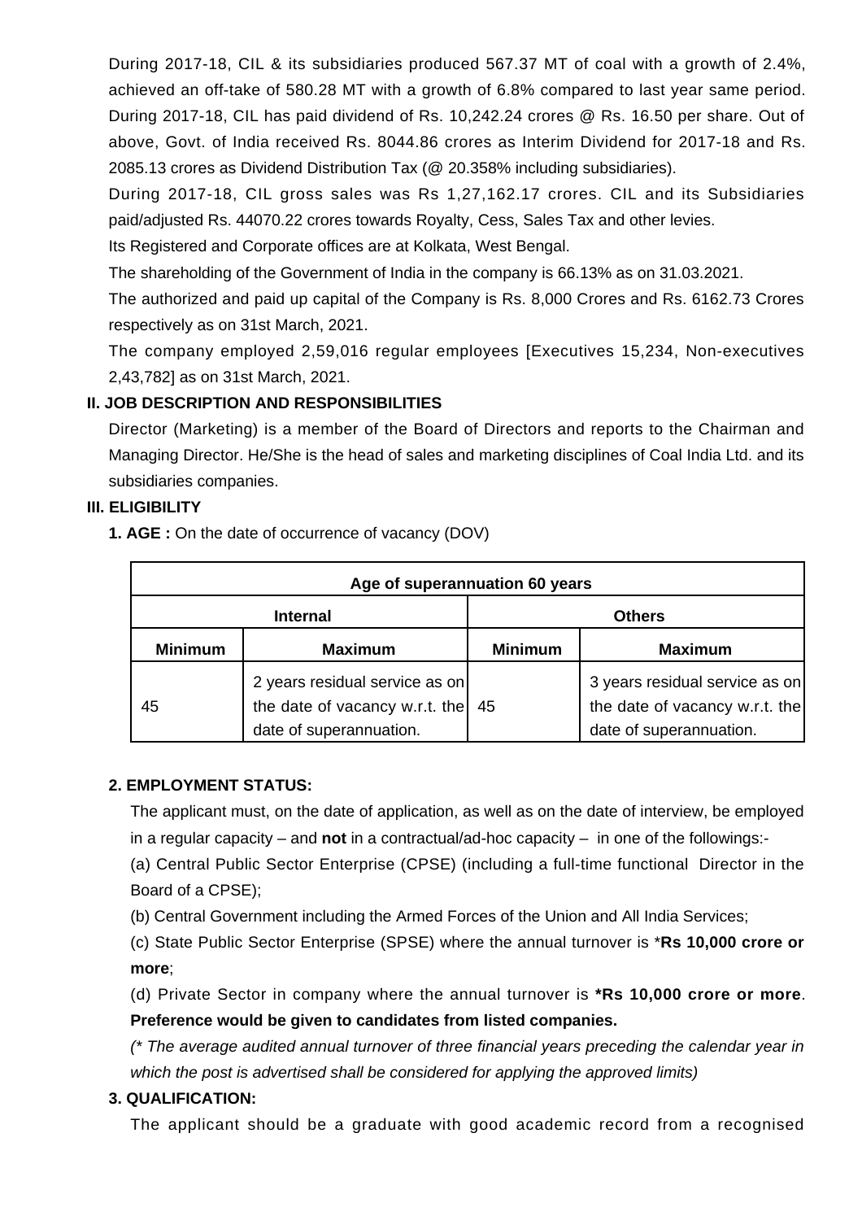During 2017-18, CIL & its subsidiaries produced 567.37 MT of coal with a growth of 2.4%, achieved an off-take of 580.28 MT with a growth of 6.8% compared to last year same period. During 2017-18, CIL has paid dividend of Rs. 10,242.24 crores @ Rs. 16.50 per share. Out of above, Govt. of India received Rs. 8044.86 crores as Interim Dividend for 2017-18 and Rs. 2085.13 crores as Dividend Distribution Tax (@ 20.358% including subsidiaries).

During 2017-18, CIL gross sales was Rs 1,27,162.17 crores. CIL and its Subsidiaries paid/adjusted Rs. 44070.22 crores towards Royalty, Cess, Sales Tax and other levies.

Its Registered and Corporate offices are at Kolkata, West Bengal.

The shareholding of the Government of India in the company is 66.13% as on 31.03.2021.

The authorized and paid up capital of the Company is Rs. 8,000 Crores and Rs. 6162.73 Crores respectively as on 31st March, 2021.

The company employed 2,59,016 regular employees [Executives 15,234, Non-executives 2,43,782] as on 31st March, 2021.

### II. JOB DESCRIPTION AND RESPONSIBILITIES

Director (Marketing) is a member of the Board of Directors and reports to the Chairman and Managing Director. He/She is the head of sales and marketing disciplines of Coal India Ltd. and its subsidiaries companies.

### III. ELIGIBILITY

**1. AGE :** On the date of occurrence of vacancy (DOV)

| Age of superannuation 60 years | | | |
|---|---|---|---|
| **Internal** | | **Others** | |
| **Minimum** | **Maximum** | **Minimum** | **Maximum** |
| 45 | 2 years residual service as on the date of vacancy w.r.t. the date of superannuation. | 45 | 3 years residual service as on the date of vacancy w.r.t. the date of superannuation. |

**2. EMPLOYMENT STATUS:**

The applicant must, on the date of application, as well as on the date of interview, be employed in a regular capacity – and **not** in a contractual/ad-hoc capacity – in one of the followings:-

(a) Central Public Sector Enterprise (CPSE) (including a full-time functional Director in the Board of a CPSE);

(b) Central Government including the Armed Forces of the Union and All India Services;

(c) State Public Sector Enterprise (SPSE) where the annual turnover is ***Rs 10,000 crore or more**;

(d) Private Sector in company where the annual turnover is ***Rs 10,000 crore or more**. **Preference would be given to candidates from listed companies.**

*(* The average audited annual turnover of three financial years preceding the calendar year in which the post is advertised shall be considered for applying the approved limits)*

**3. QUALIFICATION:**

The applicant should be a graduate with good academic record from a recognised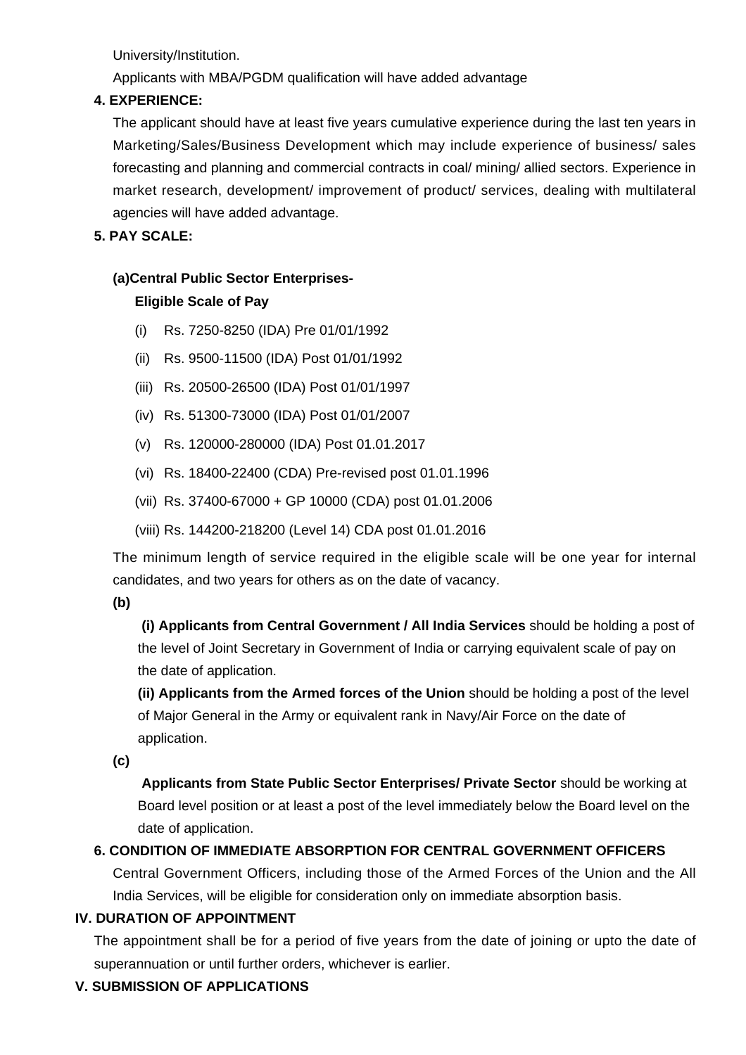University/Institution.

Applicants with MBA/PGDM qualification will have added advantage

**4. EXPERIENCE:**

The applicant should have at least five years cumulative experience during the last ten years in Marketing/Sales/Business Development which may include experience of business/ sales forecasting and planning and commercial contracts in coal/ mining/ allied sectors. Experience in market research, development/ improvement of product/ services, dealing with multilateral agencies will have added advantage.

**5. PAY SCALE:**

**(a)Central Public Sector Enterprises-**

**Eligible Scale of Pay**

(i) Rs. 7250-8250 (IDA) Pre 01/01/1992

(ii) Rs. 9500-11500 (IDA) Post 01/01/1992

(iii) Rs. 20500-26500 (IDA) Post 01/01/1997

(iv) Rs. 51300-73000 (IDA) Post 01/01/2007

(v) Rs. 120000-280000 (IDA) Post 01.01.2017

(vi) Rs. 18400-22400 (CDA) Pre-revised post 01.01.1996

(vii) Rs. 37400-67000 + GP 10000 (CDA) post 01.01.2006

(viii) Rs. 144200-218200 (Level 14) CDA post 01.01.2016

The minimum length of service required in the eligible scale will be one year for internal candidates, and two years for others as on the date of vacancy.

**(b)**

**(i) Applicants from Central Government / All India Services** should be holding a post of the level of Joint Secretary in Government of India or carrying equivalent scale of pay on the date of application.

**(ii) Applicants from the Armed forces of the Union** should be holding a post of the level of Major General in the Army or equivalent rank in Navy/Air Force on the date of application.

**(c)**

**Applicants from State Public Sector Enterprises/ Private Sector** should be working at Board level position or at least a post of the level immediately below the Board level on the date of application.

**6. CONDITION OF IMMEDIATE ABSORPTION FOR CENTRAL GOVERNMENT OFFICERS**

Central Government Officers, including those of the Armed Forces of the Union and the All India Services, will be eligible for consideration only on immediate absorption basis.

## IV. DURATION OF APPOINTMENT

The appointment shall be for a period of five years from the date of joining or upto the date of superannuation or until further orders, whichever is earlier.

## V. SUBMISSION OF APPLICATIONS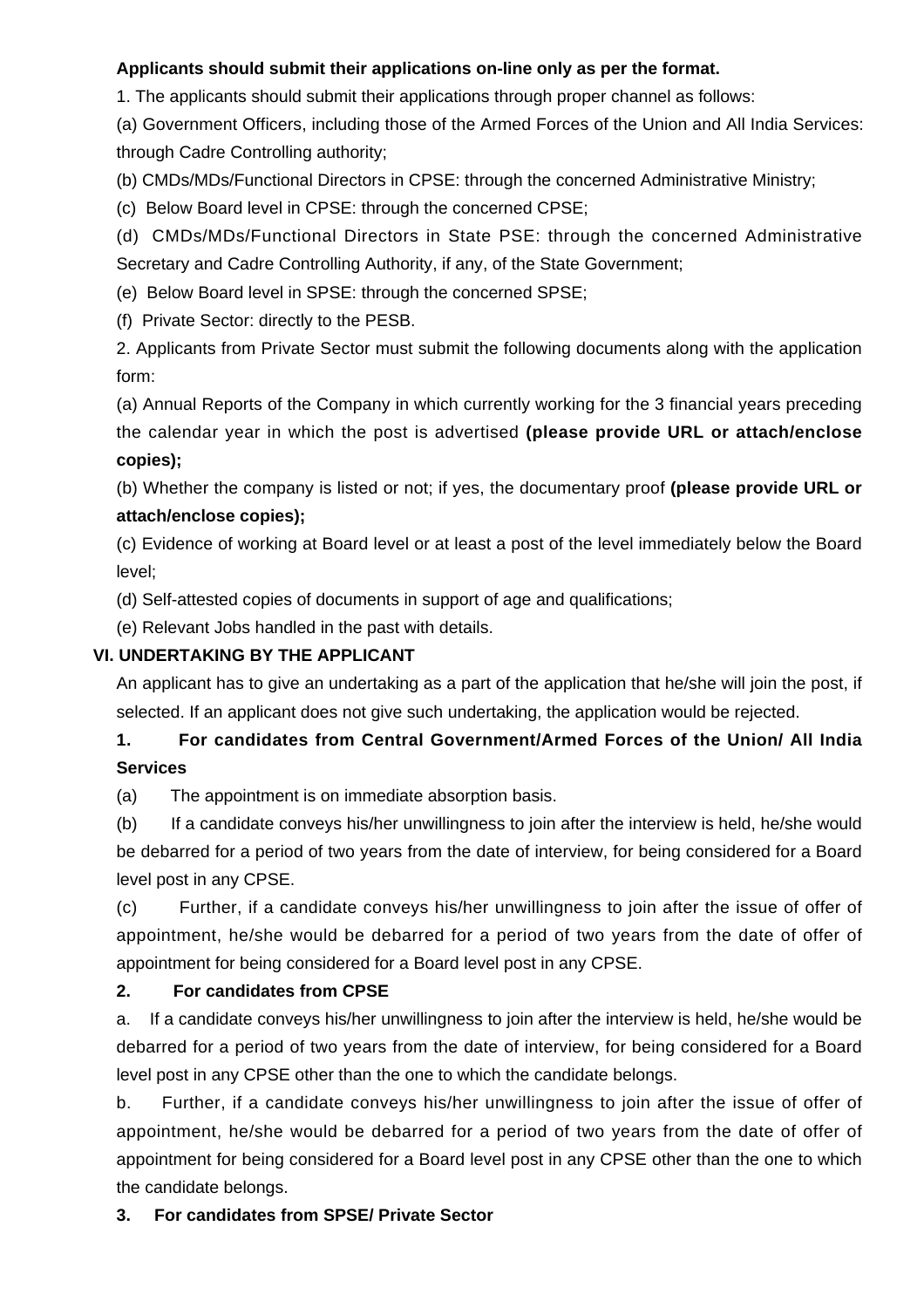**Applicants should submit their applications on-line only as per the format.**

1. The applicants should submit their applications through proper channel as follows:

(a) Government Officers, including those of the Armed Forces of the Union and All India Services: through Cadre Controlling authority;

(b) CMDs/MDs/Functional Directors in CPSE: through the concerned Administrative Ministry;

(c) Below Board level in CPSE: through the concerned CPSE;

(d) CMDs/MDs/Functional Directors in State PSE: through the concerned Administrative Secretary and Cadre Controlling Authority, if any, of the State Government;

(e) Below Board level in SPSE: through the concerned SPSE;

(f) Private Sector: directly to the PESB.

2. Applicants from Private Sector must submit the following documents along with the application form:

(a) Annual Reports of the Company in which currently working for the 3 financial years preceding the calendar year in which the post is advertised **(please provide URL or attach/enclose copies);**

(b) Whether the company is listed or not; if yes, the documentary proof **(please provide URL or attach/enclose copies);**

(c) Evidence of working at Board level or at least a post of the level immediately below the Board level;

(d) Self-attested copies of documents in support of age and qualifications;

(e) Relevant Jobs handled in the past with details.

## VI. UNDERTAKING BY THE APPLICANT

An applicant has to give an undertaking as a part of the application that he/she will join the post, if selected. If an applicant does not give such undertaking, the application would be rejected.

**1. For candidates from Central Government/Armed Forces of the Union/ All India Services**

(a) The appointment is on immediate absorption basis.

(b) If a candidate conveys his/her unwillingness to join after the interview is held, he/she would be debarred for a period of two years from the date of interview, for being considered for a Board level post in any CPSE.

(c) Further, if a candidate conveys his/her unwillingness to join after the issue of offer of appointment, he/she would be debarred for a period of two years from the date of offer of appointment for being considered for a Board level post in any CPSE.

**2. For candidates from CPSE**

a. If a candidate conveys his/her unwillingness to join after the interview is held, he/she would be debarred for a period of two years from the date of interview, for being considered for a Board level post in any CPSE other than the one to which the candidate belongs.

b. Further, if a candidate conveys his/her unwillingness to join after the issue of offer of appointment, he/she would be debarred for a period of two years from the date of offer of appointment for being considered for a Board level post in any CPSE other than the one to which the candidate belongs.

**3. For candidates from SPSE/ Private Sector**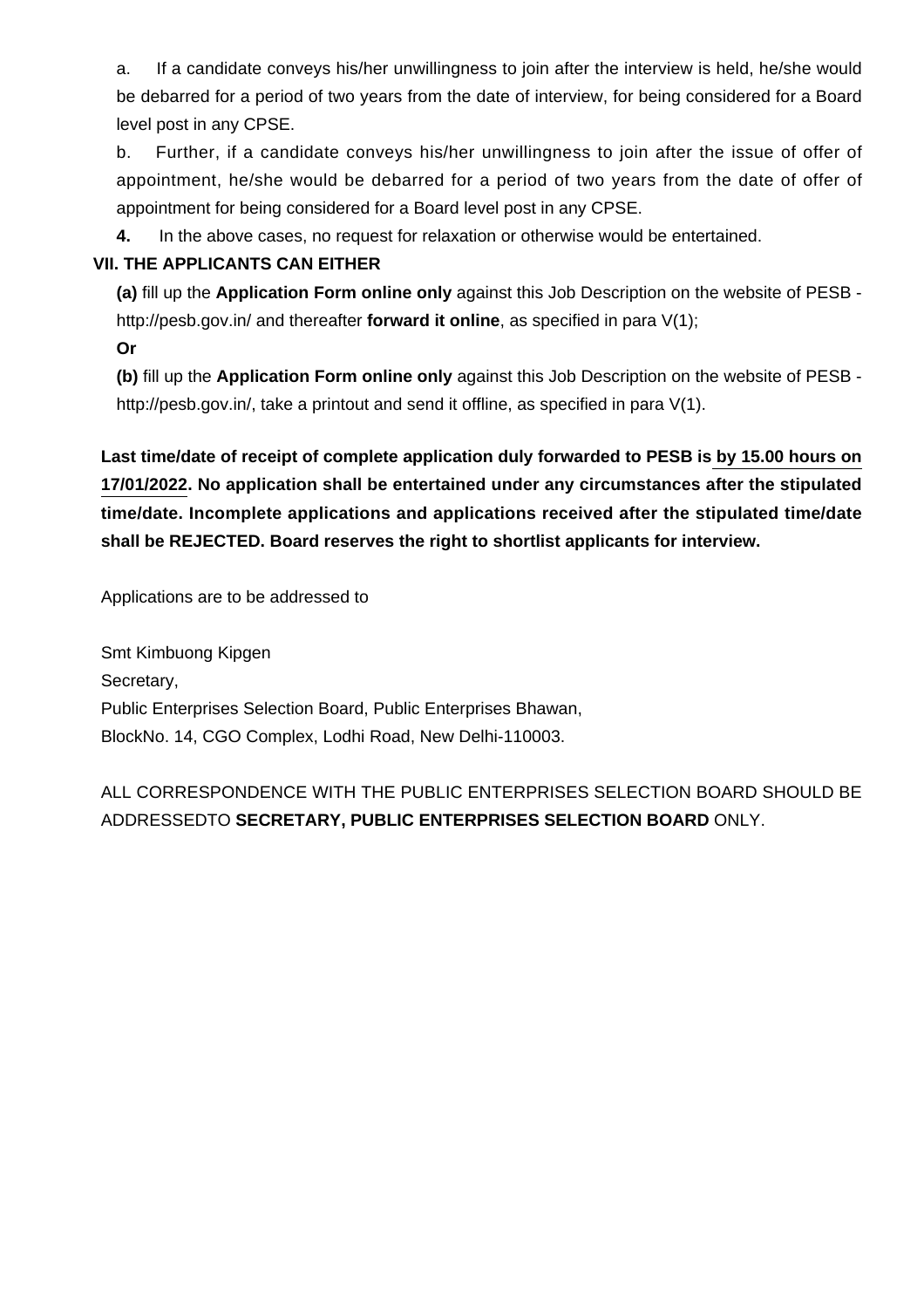a. If a candidate conveys his/her unwillingness to join after the interview is held, he/she would be debarred for a period of two years from the date of interview, for being considered for a Board level post in any CPSE.

b. Further, if a candidate conveys his/her unwillingness to join after the issue of offer of appointment, he/she would be debarred for a period of two years from the date of offer of appointment for being considered for a Board level post in any CPSE.

**4.** In the above cases, no request for relaxation or otherwise would be entertained.

**VII. THE APPLICANTS CAN EITHER**

**(a)** fill up the **Application Form online only** against this Job Description on the website of PESB - http://pesb.gov.in/ and thereafter **forward it online**, as specified in para V(1);

**Or**

**(b)** fill up the **Application Form online only** against this Job Description on the website of PESB - http://pesb.gov.in/, take a printout and send it offline, as specified in para V(1).

**Last time/date of receipt of complete application duly forwarded to PESB is by 15.00 hours on 17/01/2022. No application shall be entertained under any circumstances after the stipulated time/date. Incomplete applications and applications received after the stipulated time/date shall be REJECTED. Board reserves the right to shortlist applicants for interview.**

Applications are to be addressed to

Smt Kimbuong Kipgen
Secretary,
Public Enterprises Selection Board, Public Enterprises Bhawan,
BlockNo. 14, CGO Complex, Lodhi Road, New Delhi-110003.

ALL CORRESPONDENCE WITH THE PUBLIC ENTERPRISES SELECTION BOARD SHOULD BE ADDRESSEDTO **SECRETARY, PUBLIC ENTERPRISES SELECTION BOARD** ONLY.